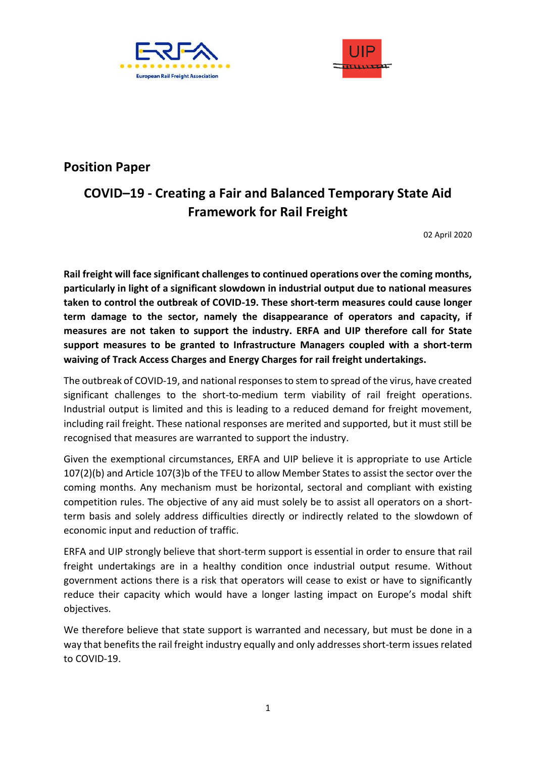## Position Paper

# COVID–19 - Creating a Fair and Balanced Temporary State Aid Framework for Rail Freight

02 April 2020

**Rail freight will face significant challenges to continued operations over the coming months, particularly in light of a significant slowdown in industrial output due to national measures taken to control the outbreak of COVID-19. These short-term measures could cause longer term damage to the sector, namely the disappearance of operators and capacity, if measures are not taken to support the industry. ERFA and UIP therefore call for State support measures to be granted to Infrastructure Managers coupled with a short-term waiving of Track Access Charges and Energy Charges for rail freight undertakings.**

The outbreak of COVID-19, and national responses to stem to spread of the virus, have created significant challenges to the short-to-medium term viability of rail freight operations. Industrial output is limited and this is leading to a reduced demand for freight movement, including rail freight. These national responses are merited and supported, but it must still be recognised that measures are warranted to support the industry.

Given the exemptional circumstances, ERFA and UIP believe it is appropriate to use Article 107(2)(b) and Article 107(3)b of the TFEU to allow Member States to assist the sector over the coming months. Any mechanism must be horizontal, sectoral and compliant with existing competition rules. The objective of any aid must solely be to assist all operators on a short-term basis and solely address difficulties directly or indirectly related to the slowdown of economic input and reduction of traffic.

ERFA and UIP strongly believe that short-term support is essential in order to ensure that rail freight undertakings are in a healthy condition once industrial output resume. Without government actions there is a risk that operators will cease to exist or have to significantly reduce their capacity which would have a longer lasting impact on Europe's modal shift objectives.

We therefore believe that state support is warranted and necessary, but must be done in a way that benefits the rail freight industry equally and only addresses short-term issues related to COVID-19.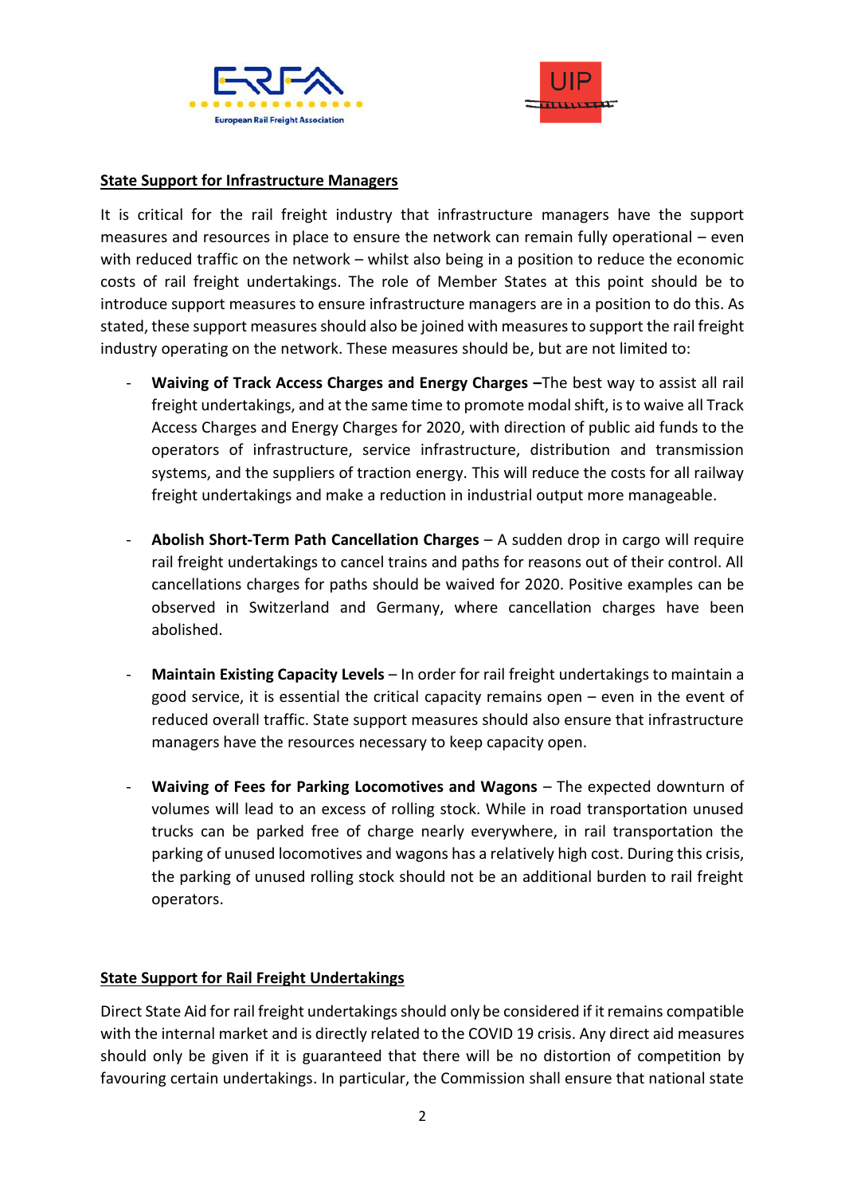**State Support for Infrastructure Managers**

It is critical for the rail freight industry that infrastructure managers have the support measures and resources in place to ensure the network can remain fully operational – even with reduced traffic on the network – whilst also being in a position to reduce the economic costs of rail freight undertakings. The role of Member States at this point should be to introduce support measures to ensure infrastructure managers are in a position to do this. As stated, these support measures should also be joined with measures to support the rail freight industry operating on the network. These measures should be, but are not limited to:

- **Waiving of Track Access Charges and Energy Charges –**The best way to assist all rail freight undertakings, and at the same time to promote modal shift, is to waive all Track Access Charges and Energy Charges for 2020, with direction of public aid funds to the operators of infrastructure, service infrastructure, distribution and transmission systems, and the suppliers of traction energy. This will reduce the costs for all railway freight undertakings and make a reduction in industrial output more manageable.

- **Abolish Short-Term Path Cancellation Charges** – A sudden drop in cargo will require rail freight undertakings to cancel trains and paths for reasons out of their control. All cancellations charges for paths should be waived for 2020. Positive examples can be observed in Switzerland and Germany, where cancellation charges have been abolished.

- **Maintain Existing Capacity Levels** – In order for rail freight undertakings to maintain a good service, it is essential the critical capacity remains open – even in the event of reduced overall traffic. State support measures should also ensure that infrastructure managers have the resources necessary to keep capacity open.

- **Waiving of Fees for Parking Locomotives and Wagons** – The expected downturn of volumes will lead to an excess of rolling stock. While in road transportation unused trucks can be parked free of charge nearly everywhere, in rail transportation the parking of unused locomotives and wagons has a relatively high cost. During this crisis, the parking of unused rolling stock should not be an additional burden to rail freight operators.

**State Support for Rail Freight Undertakings**

Direct State Aid for rail freight undertakings should only be considered if it remains compatible with the internal market and is directly related to the COVID 19 crisis. Any direct aid measures should only be given if it is guaranteed that there will be no distortion of competition by favouring certain undertakings. In particular, the Commission shall ensure that national state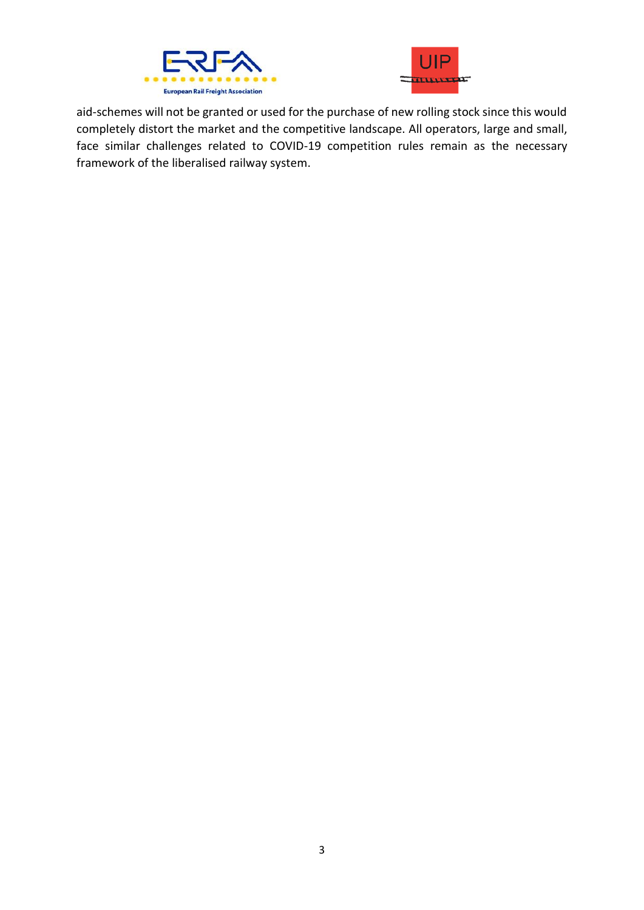aid-schemes will not be granted or used for the purchase of new rolling stock since this would completely distort the market and the competitive landscape. All operators, large and small, face similar challenges related to COVID-19 competition rules remain as the necessary framework of the liberalised railway system.